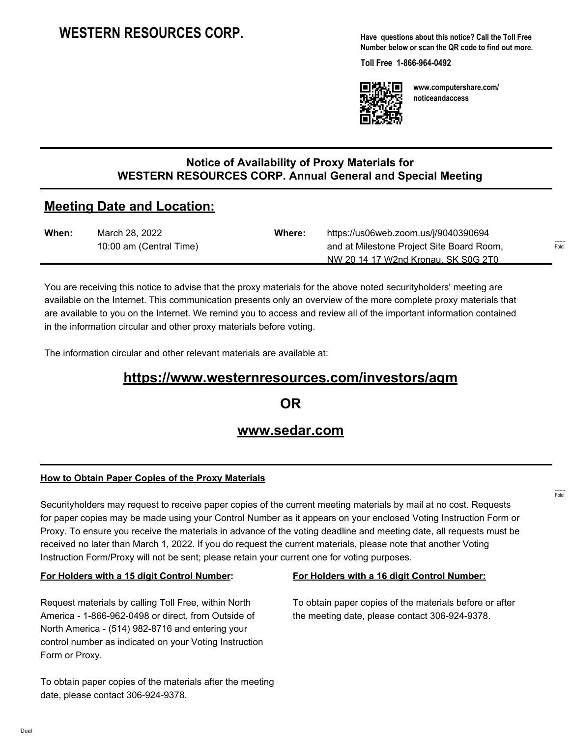# WESTERN RESOURCES CORP.

**Have questions about this notice? Call the Toll Free Number below or scan the QR code to find out more.**

**Toll Free 1-866-964-0492**

**www.computershare.com/noticeandaccess**

---

## Notice of Availability of Proxy Materials for WESTERN RESOURCES CORP. Annual General and Special Meeting

## Meeting Date and Location:

| | | | |
|---|---|---|---|
| **When:** | March 28, 2022<br>10:00 am (Central Time) | **Where:** | https://us06web.zoom.us/j/9040390694<br>and at Milestone Project Site Board Room,<br>NW 20 14 17 W2nd Kronau, SK S0G 2T0 |

You are receiving this notice to advise that the proxy materials for the above noted securityholders' meeting are available on the Internet. This communication presents only an overview of the more complete proxy materials that are available to you on the Internet. We remind you to access and review all of the important information contained in the information circular and other proxy materials before voting.

The information circular and other relevant materials are available at:

**https://www.westernresources.com/investors/agm**

**OR**

**www.sedar.com**

---

**How to Obtain Paper Copies of the Proxy Materials**

Securityholders may request to receive paper copies of the current meeting materials by mail at no cost. Requests for paper copies may be made using your Control Number as it appears on your enclosed Voting Instruction Form or Proxy. To ensure you receive the materials in advance of the voting deadline and meeting date, all requests must be received no later than March 1, 2022. If you do request the current materials, please note that another Voting Instruction Form/Proxy will not be sent; please retain your current one for voting purposes.

**For Holders with a 15 digit Control Number:**

Request materials by calling Toll Free, within North America - 1-866-962-0498 or direct, from Outside of North America - (514) 982-8716 and entering your control number as indicated on your Voting Instruction Form or Proxy.

To obtain paper copies of the materials after the meeting date, please contact 306-924-9378.

**For Holders with a 16 digit Control Number:**

To obtain paper copies of the materials before or after the meeting date, please contact 306-924-9378.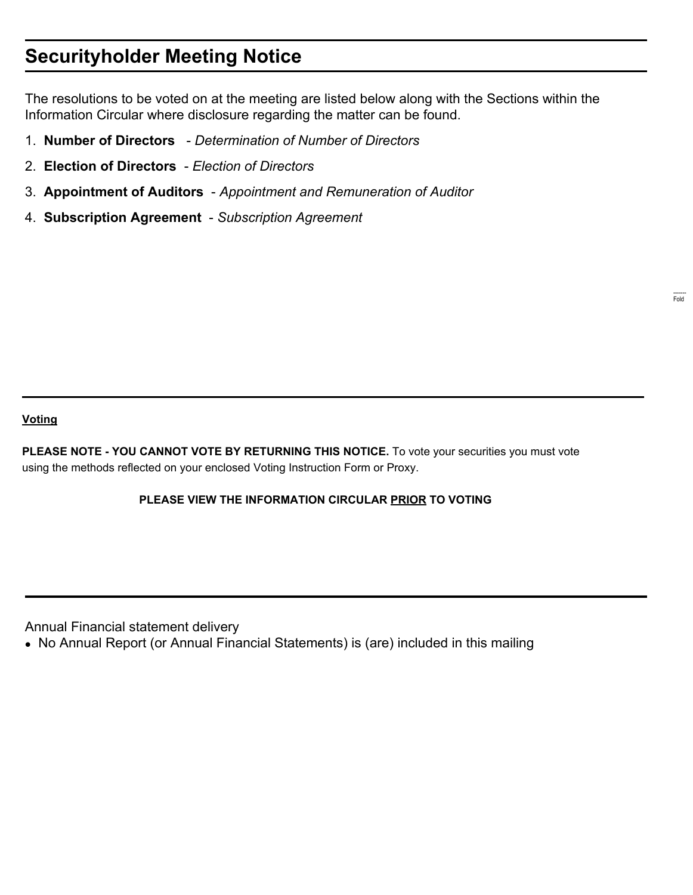## Securityholder Meeting Notice

The resolutions to be voted on at the meeting are listed below along with the Sections within the Information Circular where disclosure regarding the matter can be found.

1. **Number of Directors** - *Determination of Number of Directors*
2. **Election of Directors** - *Election of Directors*
3. **Appointment of Auditors** - *Appointment and Remuneration of Auditor*
4. **Subscription Agreement** - *Subscription Agreement*

Fold

---

**Voting**

**PLEASE NOTE - YOU CANNOT VOTE BY RETURNING THIS NOTICE.** To vote your securities you must vote using the methods reflected on your enclosed Voting Instruction Form or Proxy.

**PLEASE VIEW THE INFORMATION CIRCULAR PRIOR TO VOTING**

---

Annual Financial statement delivery

- No Annual Report (or Annual Financial Statements) is (are) included in this mailing